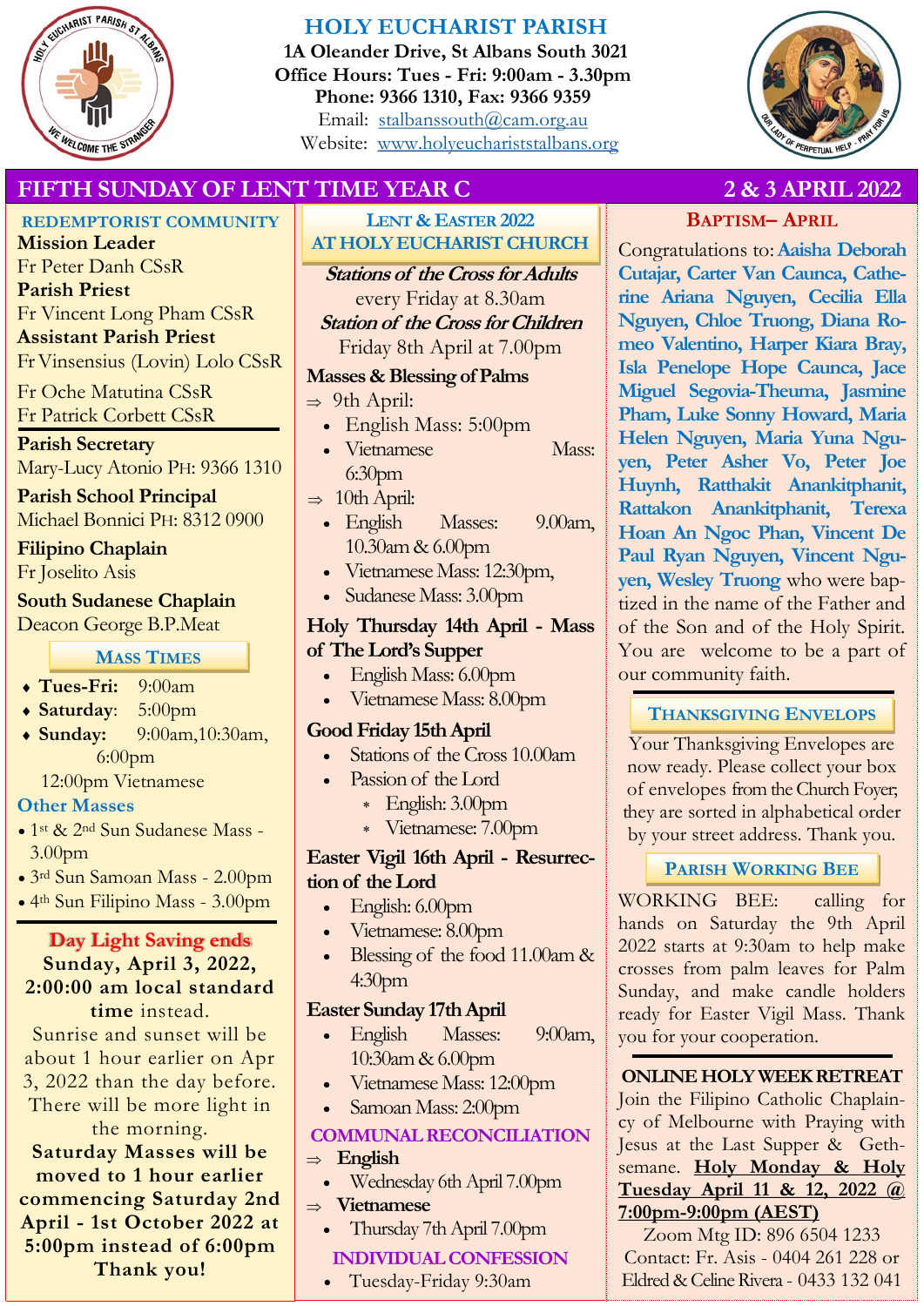# HOLY EUCHARIST PARISH

**1A Oleander Drive, St Albans South 3021**
**Office Hours: Tues - Fri: 9:00am - 3.30pm**
**Phone: 9366 1310, Fax: 9366 9359**
Email: stalbanssouth@cam.org.au
Website: www.holyeuchariststalbans.org

## FIFTH SUNDAY OF LENT TIME YEAR C — 2 & 3 APRIL 2022

### REDEMPTORIST COMMUNITY

**Mission Leader**
Fr Peter Danh CSsR
**Parish Priest**
Fr Vincent Long Pham CSsR
**Assistant Parish Priest**
Fr Vinsensius (Lovin) Lolo CSsR
Fr Oche Matutina CSsR
Fr Patrick Corbett CSsR

**Parish Secretary**
Mary-Lucy Atonio PH: 9366 1310

**Parish School Principal**
Michael Bonnici PH: 8312 0900

**Filipino Chaplain**
Fr Joselito Asis

**South Sudanese Chaplain**
Deacon George B.P.Meat

### MASS TIMES

- **Tues-Fri:** 9:00am
- **Saturday**: 5:00pm
- **Sunday:** 9:00am,10:30am, 6:00pm
  12:00pm Vietnamese

**Other Masses**

- 1st & 2nd Sun Sudanese Mass - 3.00pm
- 3rd Sun Samoan Mass - 2.00pm
- 4th Sun Filipino Mass - 3.00pm

### Day Light Saving ends

**Sunday, April 3, 2022, 2:00:00 am local standard time** instead.
Sunrise and sunset will be about 1 hour earlier on Apr 3, 2022 than the day before. There will be more light in the morning.
**Saturday Masses will be moved to 1 hour earlier commencing Saturday 2nd April - 1st October 2022 at 5:00pm instead of 6:00pm Thank you!**

### LENT & EASTER 2022 AT HOLY EUCHARIST CHURCH

***Stations of the Cross for Adults***
every Friday at 8.30am
***Station of the Cross for Children***
Friday 8th April at 7.00pm

**Masses & Blessing of Palms**

⇒ 9th April:
- English Mass: 5:00pm
- Vietnamese Mass: 6:30pm

⇒ 10th April:
- English Masses: 9.00am, 10.30am & 6.00pm
- Vietnamese Mass: 12:30pm,
- Sudanese Mass: 3.00pm

**Holy Thursday 14th April - Mass of The Lord's Supper**
- English Mass: 6.00pm
- Vietnamese Mass: 8.00pm

**Good Friday 15th April**
- Stations of the Cross 10.00am
- Passion of the Lord
  - English: 3.00pm
  - Vietnamese: 7.00pm

**Easter Vigil 16th April - Resurrection of the Lord**
- English: 6.00pm
- Vietnamese: 8.00pm
- Blessing of the food 11.00am & 4:30pm

**Easter Sunday 17th April**
- English Masses: 9:00am, 10:30am & 6.00pm
- Vietnamese Mass: 12:00pm
- Samoan Mass: 2:00pm

**COMMUNAL RECONCILIATION**

⇒ **English**
- Wednesday 6th April 7.00pm

⇒ **Vietnamese**
- Thursday 7th April 7.00pm

**INDIVIDUAL CONFESSION**
- Tuesday-Friday 9:30am

### BAPTISM– APRIL

Congratulations to: **Aaisha Deborah Cutajar, Carter Van Caunca, Catherine Ariana Nguyen, Cecilia Ella Nguyen, Chloe Truong, Diana Romeo Valentino, Harper Kiara Bray, Isla Penelope Hope Caunca, Jace Miguel Segovia-Theuma, Jasmine Pham, Luke Sonny Howard, Maria Helen Nguyen, Maria Yuna Nguyen, Peter Asher Vo, Peter Joe Huynh, Ratthakit Anankitphanit, Rattakon Anankitphanit, Terexa Hoan An Ngoc Phan, Vincent De Paul Ryan Nguyen, Vincent Nguyen, Wesley Truong** who were baptized in the name of the Father and of the Son and of the Holy Spirit. You are welcome to be a part of our community faith.

### THANKSGIVING ENVELOPS

Your Thanksgiving Envelopes are now ready. Please collect your box of envelopes from the Church Foyer; they are sorted in alphabetical order by your street address. Thank you.

### PARISH WORKING BEE

WORKING BEE: calling for hands on Saturday the 9th April 2022 starts at 9:30am to help make crosses from palm leaves for Palm Sunday, and make candle holders ready for Easter Vigil Mass. Thank you for your cooperation.

### ONLINE HOLY WEEK RETREAT

Join the Filipino Catholic Chaplaincy of Melbourne with Praying with Jesus at the Last Supper & Gethsemane. **Holy Monday & Holy Tuesday April 11 & 12, 2022 @ 7:00pm-9:00pm (AEST)**
Zoom Mtg ID: 896 6504 1233
Contact: Fr. Asis - 0404 261 228 or Eldred & Celine Rivera - 0433 132 041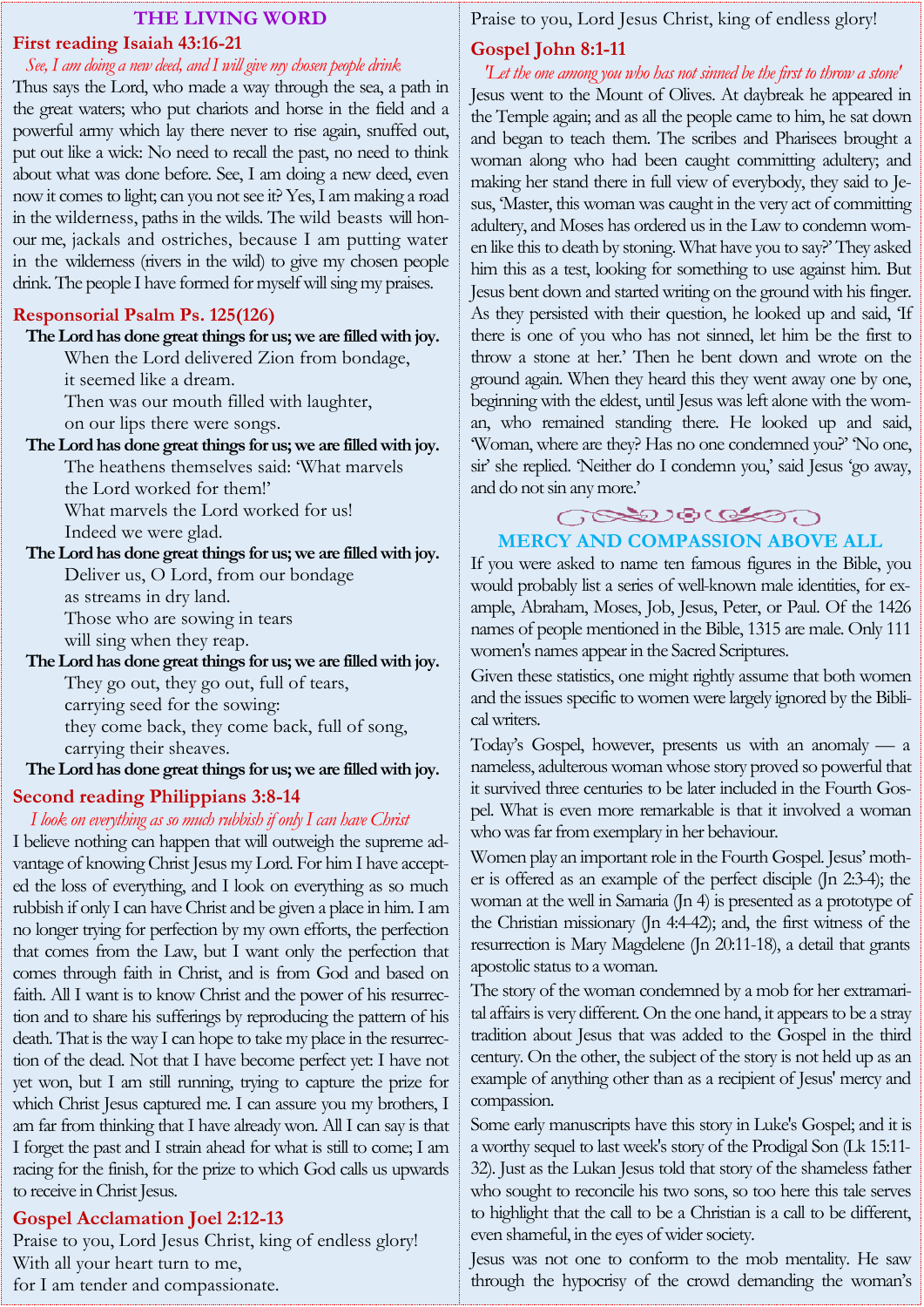# THE LIVING WORD

## First reading Isaiah 43:16-21

*See, I am doing a new deed, and I will give my chosen people drink*

Thus says the Lord, who made a way through the sea, a path in the great waters; who put chariots and horse in the field and a powerful army which lay there never to rise again, snuffed out, put out like a wick: No need to recall the past, no need to think about what was done before. See, I am doing a new deed, even now it comes to light; can you not see it? Yes, I am making a road in the wilderness, paths in the wilds. The wild beasts will honour me, jackals and ostriches, because I am putting water in the wilderness (rivers in the wild) to give my chosen people drink. The people I have formed for myself will sing my praises.

## Responsorial Psalm Ps. 125(126)

**The Lord has done great things for us; we are filled with joy.**

When the Lord delivered Zion from bondage,
it seemed like a dream.
Then was our mouth filled with laughter,
on our lips there were songs.

**The Lord has done great things for us; we are filled with joy.**

The heathens themselves said: 'What marvels
the Lord worked for them!'
What marvels the Lord worked for us!
Indeed we were glad.

**The Lord has done great things for us; we are filled with joy.**

Deliver us, O Lord, from our bondage
as streams in dry land.
Those who are sowing in tears
will sing when they reap.

**The Lord has done great things for us; we are filled with joy.**

They go out, they go out, full of tears,
carrying seed for the sowing:
they come back, they come back, full of song,
carrying their sheaves.

**The Lord has done great things for us; we are filled with joy.**

## Second reading Philippians 3:8-14

*I look on everything as so much rubbish if only I can have Christ*

I believe nothing can happen that will outweigh the supreme advantage of knowing Christ Jesus my Lord. For him I have accepted the loss of everything, and I look on everything as so much rubbish if only I can have Christ and be given a place in him. I am no longer trying for perfection by my own efforts, the perfection that comes from the Law, but I want only the perfection that comes through faith in Christ, and is from God and based on faith. All I want is to know Christ and the power of his resurrection and to share his sufferings by reproducing the pattern of his death. That is the way I can hope to take my place in the resurrection of the dead. Not that I have become perfect yet: I have not yet won, but I am still running, trying to capture the prize for which Christ Jesus captured me. I can assure you my brothers, I am far from thinking that I have already won. All I can say is that I forget the past and I strain ahead for what is still to come; I am racing for the finish, for the prize to which God calls us upwards to receive in Christ Jesus.

## Gospel Acclamation Joel 2:12-13

Praise to you, Lord Jesus Christ, king of endless glory!
With all your heart turn to me,
for I am tender and compassionate.
Praise to you, Lord Jesus Christ, king of endless glory!

## Gospel John 8:1-11

*'Let the one among you who has not sinned be the first to throw a stone'*

Jesus went to the Mount of Olives. At daybreak he appeared in the Temple again; and as all the people came to him, he sat down and began to teach them. The scribes and Pharisees brought a woman along who had been caught committing adultery; and making her stand there in full view of everybody, they said to Jesus, 'Master, this woman was caught in the very act of committing adultery, and Moses has ordered us in the Law to condemn women like this to death by stoning. What have you to say?' They asked him this as a test, looking for something to use against him. But Jesus bent down and started writing on the ground with his finger. As they persisted with their question, he looked up and said, 'If there is one of you who has not sinned, let him be the first to throw a stone at her.' Then he bent down and wrote on the ground again. When they heard this they went away one by one, beginning with the eldest, until Jesus was left alone with the woman, who remained standing there. He looked up and said, 'Woman, where are they? Has no one condemned you?' 'No one, sir' she replied. 'Neither do I condemn you,' said Jesus 'go away, and do not sin any more.'

# MERCY AND COMPASSION ABOVE ALL

If you were asked to name ten famous figures in the Bible, you would probably list a series of well-known male identities, for example, Abraham, Moses, Job, Jesus, Peter, or Paul. Of the 1426 names of people mentioned in the Bible, 1315 are male. Only 111 women's names appear in the Sacred Scriptures.

Given these statistics, one might rightly assume that both women and the issues specific to women were largely ignored by the Biblical writers.

Today's Gospel, however, presents us with an anomaly — a nameless, adulterous woman whose story proved so powerful that it survived three centuries to be later included in the Fourth Gospel. What is even more remarkable is that it involved a woman who was far from exemplary in her behaviour.

Women play an important role in the Fourth Gospel. Jesus' mother is offered as an example of the perfect disciple (Jn 2:3-4); the woman at the well in Samaria (Jn 4) is presented as a prototype of the Christian missionary (Jn 4:4-42); and, the first witness of the resurrection is Mary Magdelene (Jn 20:11-18), a detail that grants apostolic status to a woman.

The story of the woman condemned by a mob for her extramarital affairs is very different. On the one hand, it appears to be a stray tradition about Jesus that was added to the Gospel in the third century. On the other, the subject of the story is not held up as an example of anything other than as a recipient of Jesus' mercy and compassion.

Some early manuscripts have this story in Luke's Gospel; and it is a worthy sequel to last week's story of the Prodigal Son (Lk 15:11-32). Just as the Lukan Jesus told that story of the shameless father who sought to reconcile his two sons, so too here this tale serves to highlight that the call to be a Christian is a call to be different, even shameful, in the eyes of wider society.

Jesus was not one to conform to the mob mentality. He saw through the hypocrisy of the crowd demanding the woman's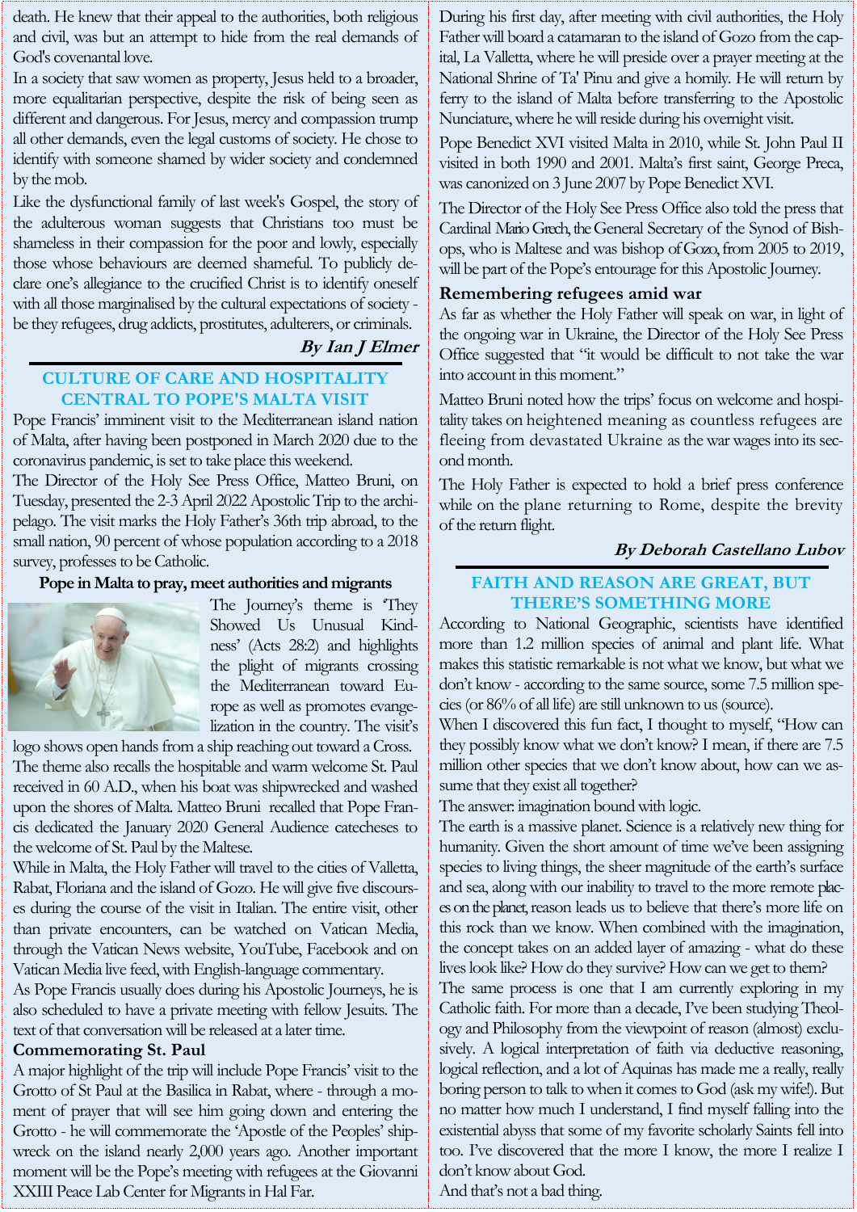death. He knew that their appeal to the authorities, both religious and civil, was but an attempt to hide from the real demands of God's covenantal love.

In a society that saw women as property, Jesus held to a broader, more equalitarian perspective, despite the risk of being seen as different and dangerous. For Jesus, mercy and compassion trump all other demands, even the legal customs of society. He chose to identify with someone shamed by wider society and condemned by the mob.

Like the dysfunctional family of last week's Gospel, the story of the adulterous woman suggests that Christians too must be shameless in their compassion for the poor and lowly, especially those whose behaviours are deemed shameful. To publicly declare one's allegiance to the crucified Christ is to identify oneself with all those marginalised by the cultural expectations of society - be they refugees, drug addicts, prostitutes, adulterers, or criminals.

***By Ian J Elmer***

## CULTURE OF CARE AND HOSPITALITY CENTRAL TO POPE'S MALTA VISIT

Pope Francis' imminent visit to the Mediterranean island nation of Malta, after having been postponed in March 2020 due to the coronavirus pandemic, is set to take place this weekend.

The Director of the Holy See Press Office, Matteo Bruni, on Tuesday, presented the 2-3 April 2022 Apostolic Trip to the archipelago. The visit marks the Holy Father's 36th trip abroad, to the small nation, 90 percent of whose population according to a 2018 survey, professes to be Catholic.

### Pope in Malta to pray, meet authorities and migrants

The Journey's theme is 'They Showed Us Unusual Kindness' (Acts 28:2) and highlights the plight of migrants crossing the Mediterranean toward Europe as well as promotes evangelization in the country. The visit's logo shows open hands from a ship reaching out toward a Cross.

The theme also recalls the hospitable and warm welcome St. Paul received in 60 A.D., when his boat was shipwrecked and washed upon the shores of Malta. Matteo Bruni recalled that Pope Francis dedicated the January 2020 General Audience catecheses to the welcome of St. Paul by the Maltese.

While in Malta, the Holy Father will travel to the cities of Valletta, Rabat, Floriana and the island of Gozo. He will give five discourses during the course of the visit in Italian. The entire visit, other than private encounters, can be watched on Vatican Media, through the Vatican News website, YouTube, Facebook and on Vatican Media live feed, with English-language commentary.

As Pope Francis usually does during his Apostolic Journeys, he is also scheduled to have a private meeting with fellow Jesuits. The text of that conversation will be released at a later time.

### Commemorating St. Paul

A major highlight of the trip will include Pope Francis' visit to the Grotto of St Paul at the Basilica in Rabat, where - through a moment of prayer that will see him going down and entering the Grotto - he will commemorate the 'Apostle of the Peoples' shipwreck on the island nearly 2,000 years ago. Another important moment will be the Pope's meeting with refugees at the Giovanni XXIII Peace Lab Center for Migrants in Hal Far.

During his first day, after meeting with civil authorities, the Holy Father will board a catamaran to the island of Gozo from the capital, La Valletta, where he will preside over a prayer meeting at the National Shrine of Ta' Pinu and give a homily. He will return by ferry to the island of Malta before transferring to the Apostolic Nunciature, where he will reside during his overnight visit.

Pope Benedict XVI visited Malta in 2010, while St. John Paul II visited in both 1990 and 2001. Malta's first saint, George Preca, was canonized on 3 June 2007 by Pope Benedict XVI.

The Director of the Holy See Press Office also told the press that Cardinal Mario Grech, the General Secretary of the Synod of Bishops, who is Maltese and was bishop of Gozo, from 2005 to 2019, will be part of the Pope's entourage for this Apostolic Journey.

### Remembering refugees amid war

As far as whether the Holy Father will speak on war, in light of the ongoing war in Ukraine, the Director of the Holy See Press Office suggested that "it would be difficult to not take the war into account in this moment."

Matteo Bruni noted how the trips' focus on welcome and hospitality takes on heightened meaning as countless refugees are fleeing from devastated Ukraine as the war wages into its second month.

The Holy Father is expected to hold a brief press conference while on the plane returning to Rome, despite the brevity of the return flight.

***By Deborah Castellano Lubov***

## FAITH AND REASON ARE GREAT, BUT THERE'S SOMETHING MORE

According to National Geographic, scientists have identified more than 1.2 million species of animal and plant life. What makes this statistic remarkable is not what we know, but what we don't know - according to the same source, some 7.5 million species (or 86% of all life) are still unknown to us (source).

When I discovered this fun fact, I thought to myself, "How can they possibly know what we don't know? I mean, if there are 7.5 million other species that we don't know about, how can we assume that they exist all together?

The answer: imagination bound with logic.

The earth is a massive planet. Science is a relatively new thing for humanity. Given the short amount of time we've been assigning species to living things, the sheer magnitude of the earth's surface and sea, along with our inability to travel to the more remote places on the planet, reason leads us to believe that there's more life on this rock than we know. When combined with the imagination, the concept takes on an added layer of amazing - what do these lives look like? How do they survive? How can we get to them?

The same process is one that I am currently exploring in my Catholic faith. For more than a decade, I've been studying Theology and Philosophy from the viewpoint of reason (almost) exclusively. A logical interpretation of faith via deductive reasoning, logical reflection, and a lot of Aquinas has made me a really, really boring person to talk to when it comes to God (ask my wife!). But no matter how much I understand, I find myself falling into the existential abyss that some of my favorite scholarly Saints fell into too. I've discovered that the more I know, the more I realize I don't know about God.

And that's not a bad thing.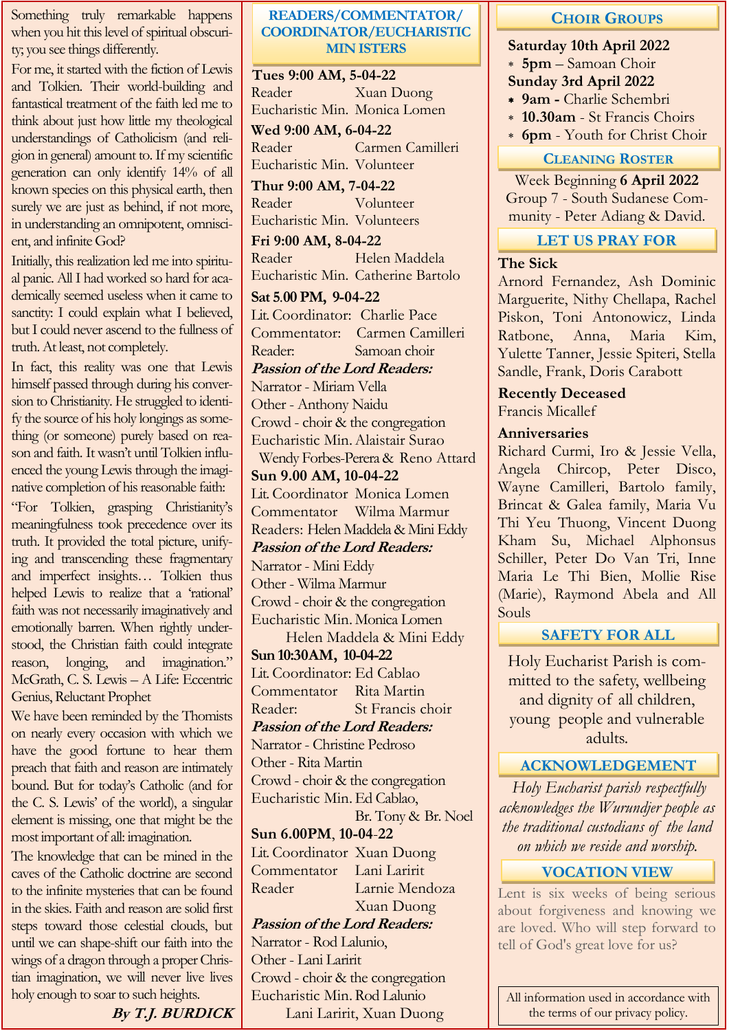Something truly remarkable happens when you hit this level of spiritual obscurity; you see things differently.

For me, it started with the fiction of Lewis and Tolkien. Their world-building and fantastical treatment of the faith led me to think about just how little my theological understandings of Catholicism (and religion in general) amount to. If my scientific generation can only identify 14% of all known species on this physical earth, then surely we are just as behind, if not more, in understanding an omnipotent, omniscient, and infinite God?

Initially, this realization led me into spiritual panic. All I had worked so hard for academically seemed useless when it came to sanctity: I could explain what I believed, but I could never ascend to the fullness of truth. At least, not completely.

In fact, this reality was one that Lewis himself passed through during his conversion to Christianity. He struggled to identify the source of his holy longings as something (or someone) purely based on reason and faith. It wasn't until Tolkien influenced the young Lewis through the imaginative completion of his reasonable faith:

"For Tolkien, grasping Christianity's meaningfulness took precedence over its truth. It provided the total picture, unifying and transcending these fragmentary and imperfect insights… Tolkien thus helped Lewis to realize that a 'rational' faith was not necessarily imaginatively and emotionally barren. When rightly understood, the Christian faith could integrate reason, longing, and imagination." McGrath, C. S. Lewis – A Life: Eccentric Genius, Reluctant Prophet

We have been reminded by the Thomists on nearly every occasion with which we have the good fortune to hear them preach that faith and reason are intimately bound. But for today's Catholic (and for the C. S. Lewis' of the world), a singular element is missing, one that might be the most important of all: imagination.

The knowledge that can be mined in the caves of the Catholic doctrine are second to the infinite mysteries that can be found in the skies. Faith and reason are solid first steps toward those celestial clouds, but until we can shape-shift our faith into the wings of a dragon through a proper Christian imagination, we will never live lives holy enough to soar to such heights.

***By T.J. BURDICK***

## READERS/COMMENTATOR/ COORDINATOR/EUCHARISTIC MINISTERS

**Tues 9:00 AM, 5-04-22**
Reader — Xuan Duong
Eucharistic Min. — Monica Lomen

**Wed 9:00 AM, 6-04-22**
Reader — Carmen Camilleri
Eucharistic Min. — Volunteer

**Thur 9:00 AM, 7-04-22**
Reader — Volunteer
Eucharistic Min. — Volunteers

**Fri 9:00 AM, 8-04-22**
Reader — Helen Maddela
Eucharistic Min. — Catherine Bartolo

**Sat 5.00 PM, 9-04-22**
Lit. Coordinator: — Charlie Pace
Commentator: — Carmen Camilleri
Reader: — Samoan choir

***Passion of the Lord Readers:***
Narrator - Miriam Vella
Other - Anthony Naidu
Crowd - choir & the congregation
Eucharistic Min. Alaistair Surao
Wendy Forbes-Perera & Reno Attard

**Sun 9.00 AM, 10-04-22**
Lit. Coordinator — Monica Lomen
Commentator — Wilma Marmur
Readers: Helen Maddela & Mini Eddy

***Passion of the Lord Readers:***
Narrator - Mini Eddy
Other - Wilma Marmur
Crowd - choir & the congregation
Eucharistic Min. Monica Lomen
Helen Maddela & Mini Eddy

**Sun 10:30AM, 10-04-22**
Lit. Coordinator: Ed Cablao
Commentator — Rita Martin
Reader: — St Francis choir

***Passion of the Lord Readers:***
Narrator - Christine Pedroso
Other - Rita Martin
Crowd - choir & the congregation
Eucharistic Min. Ed Cablao,
Br. Tony & Br. Noel

**Sun 6.00PM, 10-04-22**
Lit. Coordinator — Xuan Duong
Commentator — Lani Laririt
Reader — Larnie Mendoza
Xuan Duong

***Passion of the Lord Readers:***
Narrator - Rod Lalunio,
Other - Lani Laririt
Crowd - choir & the congregation
Eucharistic Min. Rod Lalunio
Lani Laririt, Xuan Duong

## CHOIR GROUPS

**Saturday 10th April 2022**
- **5pm** – Samoan Choir

**Sunday 3rd April 2022**
- **9am -** Charlie Schembri
- **10.30am** - St Francis Choirs
- **6pm** - Youth for Christ Choir

## CLEANING ROSTER

Week Beginning **6 April 2022**
Group 7 - South Sudanese Community - Peter Adiang & David.

## LET US PRAY FOR

**The Sick**
Arnord Fernandez, Ash Dominic Marguerite, Nithy Chellapa, Rachel Piskon, Toni Antonowicz, Linda Ratbone, Anna, Maria Kim, Yulette Tanner, Jessie Spiteri, Stella Sandle, Frank, Doris Carabott

**Recently Deceased**
Francis Micallef

**Anniversaries**
Richard Curmi, Iro & Jessie Vella, Angela Chircop, Peter Disco, Wayne Camilleri, Bartolo family, Brincat & Galea family, Maria Vu Thi Yeu Thuong, Vincent Duong Kham Su, Michael Alphonsus Schiller, Peter Do Van Tri, Inne Maria Le Thi Bien, Mollie Rise (Marie), Raymond Abela and All Souls

## SAFETY FOR ALL

Holy Eucharist Parish is committed to the safety, wellbeing and dignity of all children, young people and vulnerable adults.

## ACKNOWLEDGEMENT

*Holy Eucharist parish respectfully acknowledges the Wurundjer people as the traditional custodians of the land on which we reside and worship.*

## VOCATION VIEW

Lent is six weeks of being serious about forgiveness and knowing we are loved. Who will step forward to tell of God's great love for us?

All information used in accordance with the terms of our privacy policy.